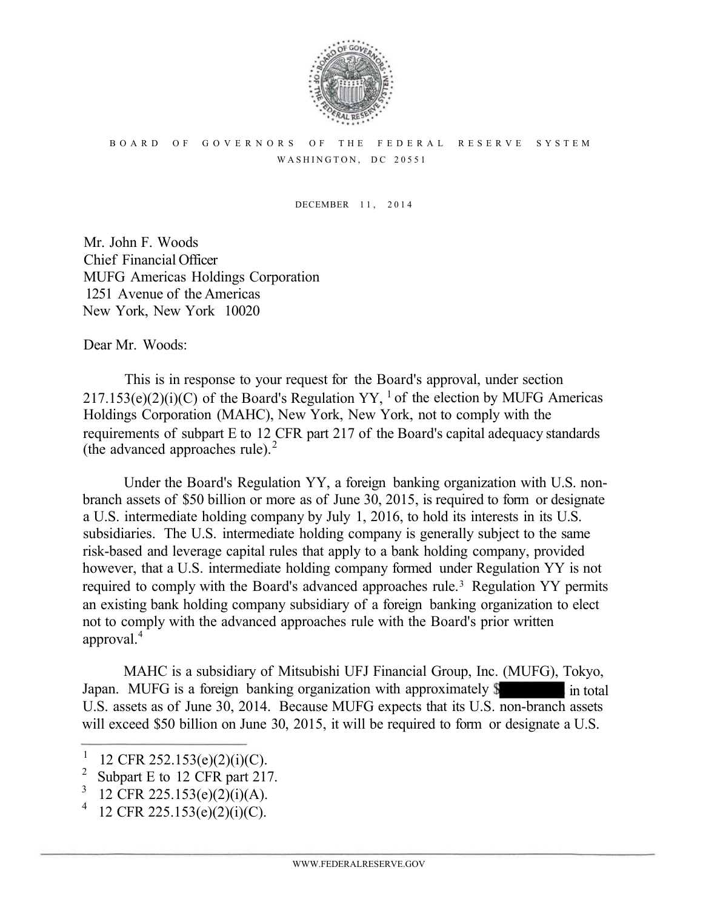BOARD OF GOVERNORS OF THE FEDERAL RESERVE SYSTEM
WASHINGTON, DC 20551

DECEMBER 11, 2014

Mr. John F. Woods
Chief Financial Officer
MUFG Americas Holdings Corporation
1251 Avenue of the Americas
New York, New York 10020

Dear Mr. Woods:

This is in response to your request for the Board's approval, under section 217.153(e)(2)(i)(C) of the Board's Regulation YY, [1] of the election by MUFG Americas Holdings Corporation (MAHC), New York, New York, not to comply with the requirements of subpart E to 12 CFR part 217 of the Board's capital adequacy standards (the advanced approaches rule).[2]

Under the Board's Regulation YY, a foreign banking organization with U.S. non-branch assets of $50 billion or more as of June 30, 2015, is required to form or designate a U.S. intermediate holding company by July 1, 2016, to hold its interests in its U.S. subsidiaries. The U.S. intermediate holding company is generally subject to the same risk-based and leverage capital rules that apply to a bank holding company, provided however, that a U.S. intermediate holding company formed under Regulation YY is not required to comply with the Board's advanced approaches rule.[3] Regulation YY permits an existing bank holding company subsidiary of a foreign banking organization to elect not to comply with the advanced approaches rule with the Board's prior written approval.[4]

MAHC is a subsidiary of Mitsubishi UFJ Financial Group, Inc. (MUFG), Tokyo, Japan. MUFG is a foreign banking organization with approximately $[redacted] in total U.S. assets as of June 30, 2014. Because MUFG expects that its U.S. non-branch assets will exceed $50 billion on June 30, 2015, it will be required to form or designate a U.S.

---

[1] 12 CFR 252.153(e)(2)(i)(C).
[2] Subpart E to 12 CFR part 217.
[3] 12 CFR 225.153(e)(2)(i)(A).
[4] 12 CFR 225.153(e)(2)(i)(C).

WWW.FEDERALRESERVE.GOV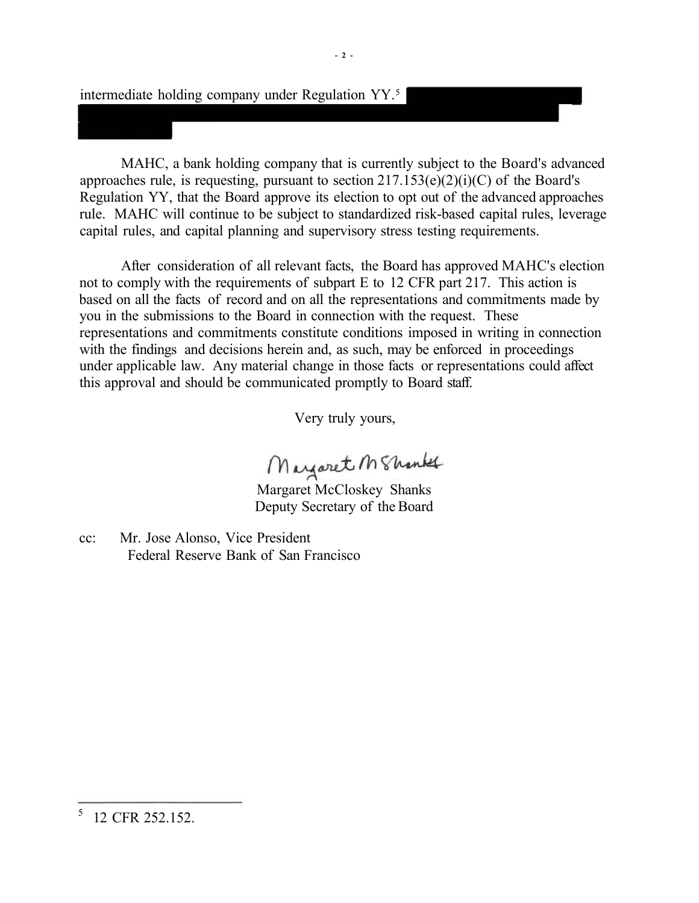intermediate holding company under Regulation YY.[5]

MAHC, a bank holding company that is currently subject to the Board's advanced approaches rule, is requesting, pursuant to section 217.153(e)(2)(i)(C) of the Board's Regulation YY, that the Board approve its election to opt out of the advanced approaches rule. MAHC will continue to be subject to standardized risk-based capital rules, leverage capital rules, and capital planning and supervisory stress testing requirements.

After consideration of all relevant facts, the Board has approved MAHC's election not to comply with the requirements of subpart E to 12 CFR part 217. This action is based on all the facts of record and on all the representations and commitments made by you in the submissions to the Board in connection with the request. These representations and commitments constitute conditions imposed in writing in connection with the findings and decisions herein and, as such, may be enforced in proceedings under applicable law. Any material change in those facts or representations could affect this approval and should be communicated promptly to Board staff.

Very truly yours,

Margaret McCloskey Shanks
Deputy Secretary of the Board

cc: Mr. Jose Alonso, Vice President
Federal Reserve Bank of San Francisco

---

[5] 12 CFR 252.152.